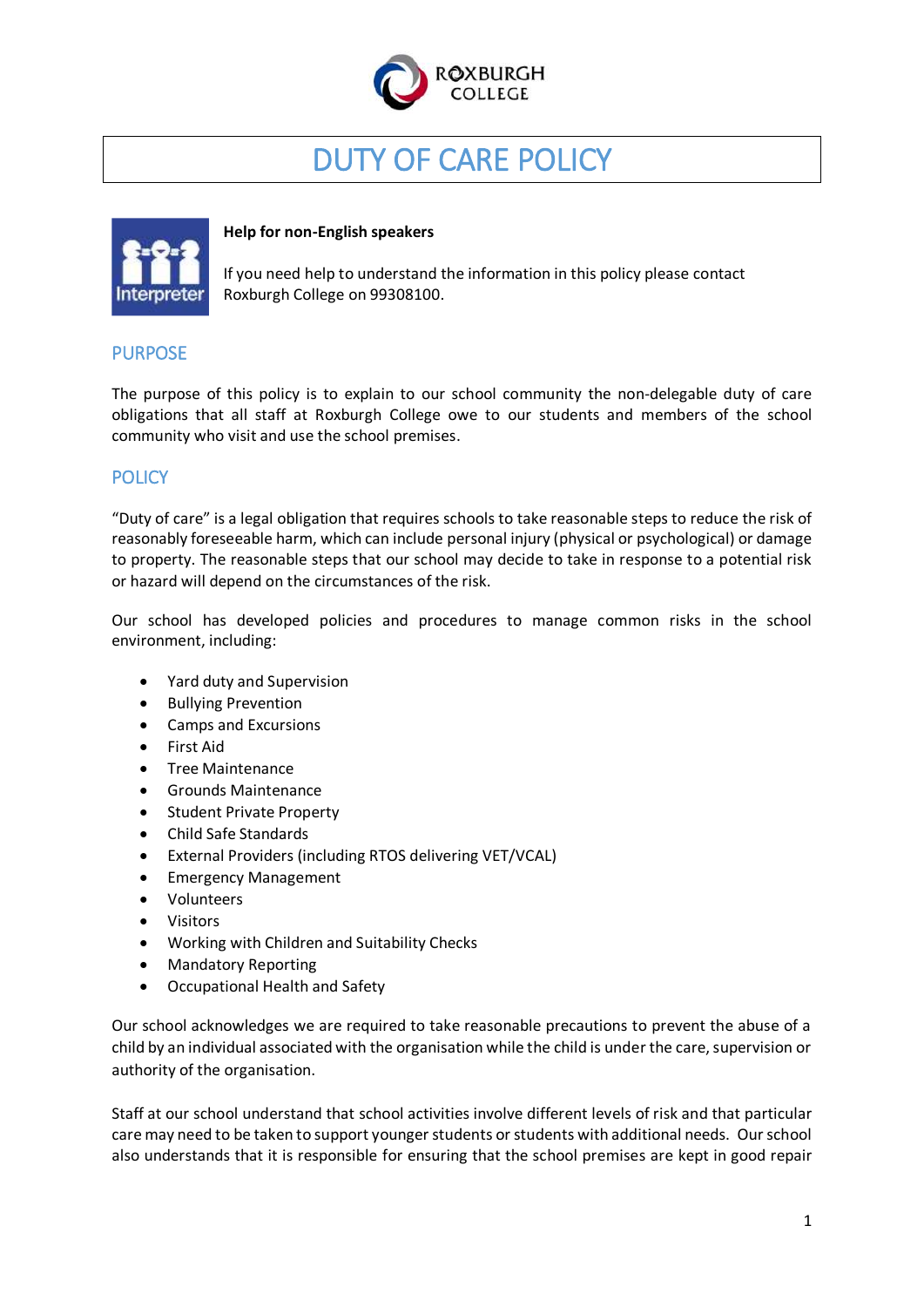# DUTY OF CARE POLICY

**Help for non-English speakers**

If you need help to understand the information in this policy please contact Roxburgh College on 99308100.

## PURPOSE

The purpose of this policy is to explain to our school community the non-delegable duty of care obligations that all staff at Roxburgh College owe to our students and members of the school community who visit and use the school premises.

## POLICY

"Duty of care" is a legal obligation that requires schools to take reasonable steps to reduce the risk of reasonably foreseeable harm, which can include personal injury (physical or psychological) or damage to property. The reasonable steps that our school may decide to take in response to a potential risk or hazard will depend on the circumstances of the risk.

Our school has developed policies and procedures to manage common risks in the school environment, including:

- Yard duty and Supervision
- Bullying Prevention
- Camps and Excursions
- First Aid
- Tree Maintenance
- Grounds Maintenance
- Student Private Property
- Child Safe Standards
- External Providers (including RTOS delivering VET/VCAL)
- Emergency Management
- Volunteers
- Visitors
- Working with Children and Suitability Checks
- Mandatory Reporting
- Occupational Health and Safety

Our school acknowledges we are required to take reasonable precautions to prevent the abuse of a child by an individual associated with the organisation while the child is under the care, supervision or authority of the organisation.

Staff at our school understand that school activities involve different levels of risk and that particular care may need to be taken to support younger students or students with additional needs. Our school also understands that it is responsible for ensuring that the school premises are kept in good repair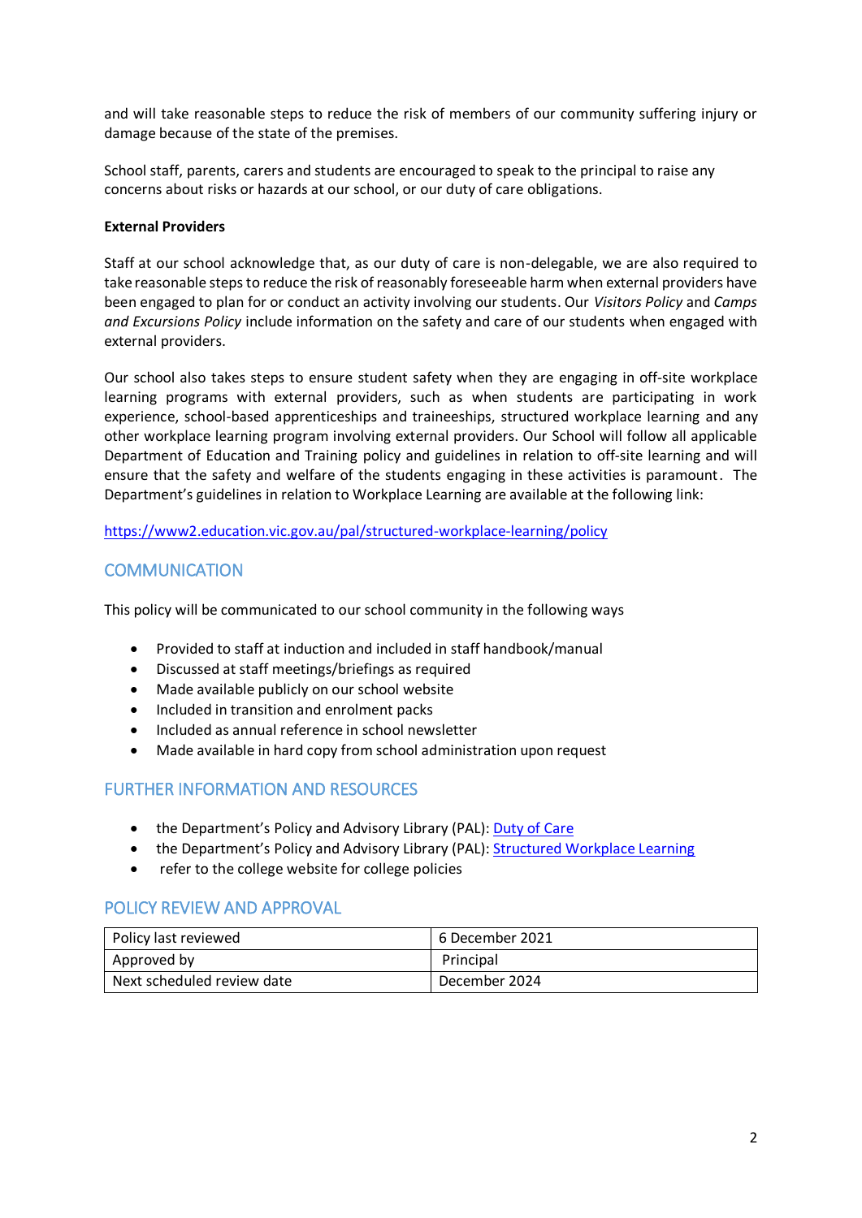and will take reasonable steps to reduce the risk of members of our community suffering injury or damage because of the state of the premises.

School staff, parents, carers and students are encouraged to speak to the principal to raise any concerns about risks or hazards at our school, or our duty of care obligations.

**External Providers**

Staff at our school acknowledge that, as our duty of care is non-delegable, we are also required to take reasonable steps to reduce the risk of reasonably foreseeable harm when external providers have been engaged to plan for or conduct an activity involving our students. Our *Visitors Policy* and *Camps and Excursions Policy* include information on the safety and care of our students when engaged with external providers.

Our school also takes steps to ensure student safety when they are engaging in off-site workplace learning programs with external providers, such as when students are participating in work experience, school-based apprenticeships and traineeships, structured workplace learning and any other workplace learning program involving external providers. Our School will follow all applicable Department of Education and Training policy and guidelines in relation to off-site learning and will ensure that the safety and welfare of the students engaging in these activities is paramount. The Department's guidelines in relation to Workplace Learning are available at the following link:

https://www2.education.vic.gov.au/pal/structured-workplace-learning/policy

## COMMUNICATION

This policy will be communicated to our school community in the following ways

- Provided to staff at induction and included in staff handbook/manual
- Discussed at staff meetings/briefings as required
- Made available publicly on our school website
- Included in transition and enrolment packs
- Included as annual reference in school newsletter
- Made available in hard copy from school administration upon request

## FURTHER INFORMATION AND RESOURCES

- the Department's Policy and Advisory Library (PAL): Duty of Care
- the Department's Policy and Advisory Library (PAL): Structured Workplace Learning
- refer to the college website for college policies

## POLICY REVIEW AND APPROVAL

| | |
|---|---|
| Policy last reviewed | 6 December 2021 |
| Approved by | Principal |
| Next scheduled review date | December 2024 |